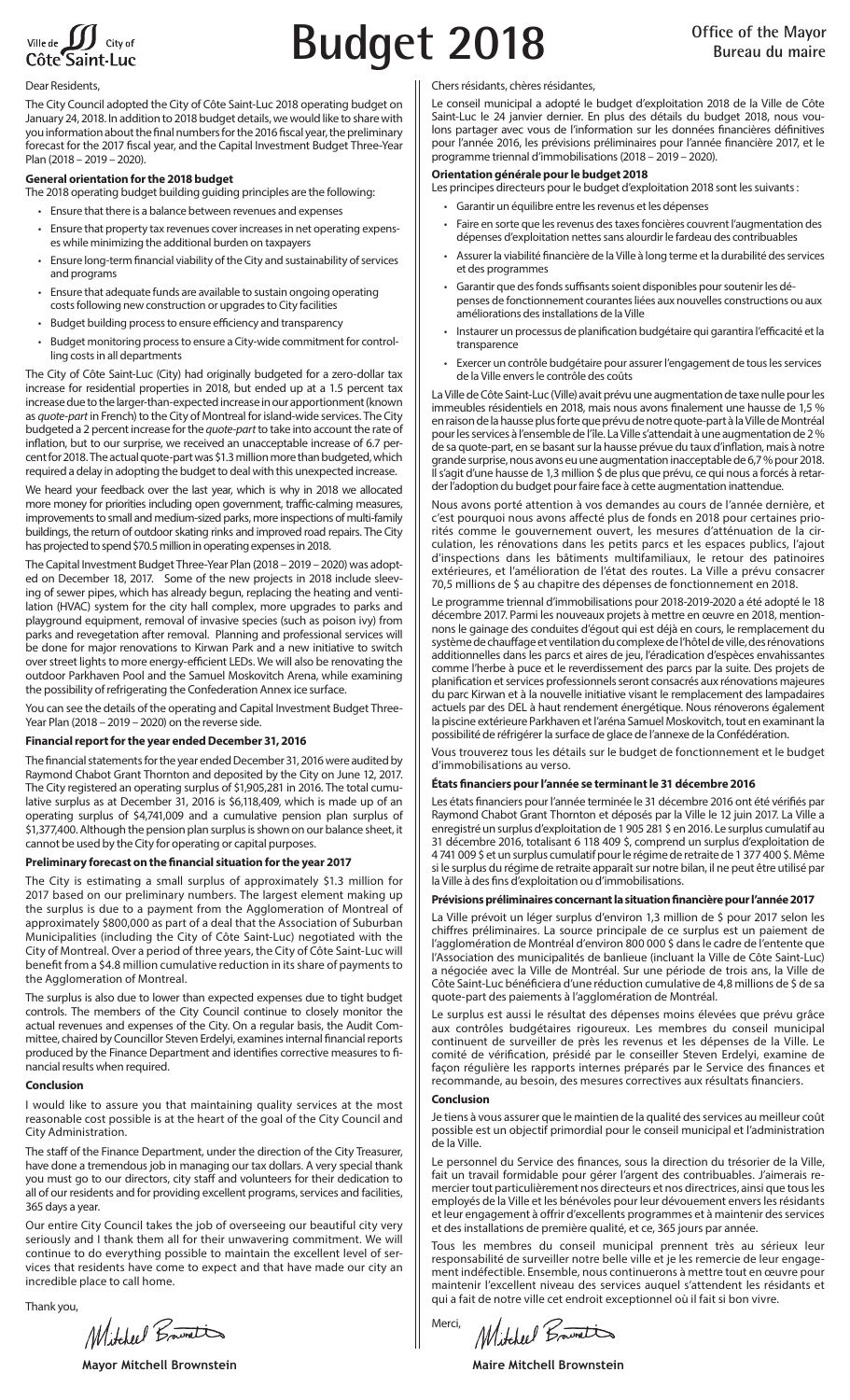# Budget 2018

Ville de Côte Saint-Luc City of

**Office of the Mayor**
**Bureau du maire**

Dear Residents,

The City Council adopted the City of Côte Saint-Luc 2018 operating budget on January 24, 2018. In addition to 2018 budget details, we would like to share with you information about the final numbers for the 2016 fiscal year, the preliminary forecast for the 2017 fiscal year, and the Capital Investment Budget Three-Year Plan (2018 – 2019 – 2020).

### General orientation for the 2018 budget

The 2018 operating budget building guiding principles are the following:

- Ensure that there is a balance between revenues and expenses
- Ensure that property tax revenues cover increases in net operating expenses while minimizing the additional burden on taxpayers
- Ensure long-term financial viability of the City and sustainability of services and programs
- Ensure that adequate funds are available to sustain ongoing operating costs following new construction or upgrades to City facilities
- Budget building process to ensure efficiency and transparency
- Budget monitoring process to ensure a City-wide commitment for controlling costs in all departments

The City of Côte Saint-Luc (City) had originally budgeted for a zero-dollar tax increase for residential properties in 2018, but ended up at a 1.5 percent tax increase due to the larger-than-expected increase in our apportionment (known as *quote-part* in French) to the City of Montreal for island-wide services. The City budgeted a 2 percent increase for the *quote-part* to take into account the rate of inflation, but to our surprise, we received an unacceptable increase of 6.7 percent for 2018. The actual quote-part was $1.3 million more than budgeted, which required a delay in adopting the budget to deal with this unexpected increase.

We heard your feedback over the last year, which is why in 2018 we allocated more money for priorities including open government, traffic-calming measures, improvements to small and medium-sized parks, more inspections of multi-family buildings, the return of outdoor skating rinks and improved road repairs. The City has projected to spend $70.5 million in operating expenses in 2018.

The Capital Investment Budget Three-Year Plan (2018 – 2019 – 2020) was adopted on December 18, 2017. Some of the new projects in 2018 include sleeving of sewer pipes, which has already begun, replacing the heating and ventilation (HVAC) system for the city hall complex, more upgrades to parks and playground equipment, removal of invasive species (such as poison ivy) from parks and revegetation after removal. Planning and professional services will be done for major renovations to Kirwan Park and a new initiative to switch over street lights to more energy-efficient LEDs. We will also be renovating the outdoor Parkhaven Pool and the Samuel Moskovitch Arena, while examining the possibility of refrigerating the Confederation Annex ice surface.

You can see the details of the operating and Capital Investment Budget Three-Year Plan (2018 – 2019 – 2020) on the reverse side.

### Financial report for the year ended December 31, 2016

The financial statements for the year ended December 31, 2016 were audited by Raymond Chabot Grant Thornton and deposited by the City on June 12, 2017. The City registered an operating surplus of $1,905,281 in 2016. The total cumulative surplus as at December 31, 2016 is $6,118,409, which is made up of an operating surplus of $4,741,009 and a cumulative pension plan surplus of $1,377,400. Although the pension plan surplus is shown on our balance sheet, it cannot be used by the City for operating or capital purposes.

### Preliminary forecast on the financial situation for the year 2017

The City is estimating a small surplus of approximately $1.3 million for 2017 based on our preliminary numbers. The largest element making up the surplus is due to a payment from the Agglomeration of Montreal of approximately $800,000 as part of a deal that the Association of Suburban Municipalities (including the City of Côte Saint-Luc) negotiated with the City of Montreal. Over a period of three years, the City of Côte Saint-Luc will benefit from a $4.8 million cumulative reduction in its share of payments to the Agglomeration of Montreal.

The surplus is also due to lower than expected expenses due to tight budget controls. The members of the City Council continue to closely monitor the actual revenues and expenses of the City. On a regular basis, the Audit Committee, chaired by Councillor Steven Erdelyi, examines internal financial reports produced by the Finance Department and identifies corrective measures to financial results when required.

### Conclusion

I would like to assure you that maintaining quality services at the most reasonable cost possible is at the heart of the goal of the City Council and City Administration.

The staff of the Finance Department, under the direction of the City Treasurer, have done a tremendous job in managing our tax dollars. A very special thank you must go to our directors, city staff and volunteers for their dedication to all of our residents and for providing excellent programs, services and facilities, 365 days a year.

Our entire City Council takes the job of overseeing our beautiful city very seriously and I thank them all for their unwavering commitment. We will continue to do everything possible to maintain the excellent level of services that residents have come to expect and that have made our city an incredible place to call home.

Thank you,

**Mayor Mitchell Brownstein**

---

Chers résidants, chères résidantes,

Le conseil municipal a adopté le budget d'exploitation 2018 de la Ville de Côte Saint-Luc le 24 janvier dernier. En plus des détails du budget 2018, nous voulons partager avec vous de l'information sur les données financières définitives pour l'année 2016, les prévisions préliminaires pour l'année financière 2017, et le programme triennal d'immobilisations (2018 – 2019 – 2020).

### Orientation générale pour le budget 2018

Les principes directeurs pour le budget d'exploitation 2018 sont les suivants :

- Garantir un équilibre entre les revenus et les dépenses
- Faire en sorte que les revenus des taxes foncières couvrent l'augmentation des dépenses d'exploitation nettes sans alourdir le fardeau des contribuables
- Assurer la viabilité financière de la Ville à long terme et la durabilité des services et des programmes
- Garantir que des fonds suffisants soient disponibles pour soutenir les dépenses de fonctionnement courantes liées aux nouvelles constructions ou aux améliorations des installations de la Ville
- Instaurer un processus de planification budgétaire qui garantira l'efficacité et la transparence
- Exercer un contrôle budgétaire pour assurer l'engagement de tous les services de la Ville envers le contrôle des coûts

La Ville de Côte Saint-Luc (Ville) avait prévu une augmentation de taxe nulle pour les immeubles résidentiels en 2018, mais nous avons finalement une hausse de 1,5 % en raison de la hausse plus forte que prévu de notre quote-part à la Ville de Montréal pour les services à l'ensemble de l'île. La Ville s'attendait à une augmentation de 2 % de sa quote-part, en se basant sur la hausse prévue du taux d'inflation, mais à notre plus grande surprise, nous avons eu une augmentation inacceptable de 6,7 % pour 2018. Il s'agit d'une hausse de 1,3 million $ de plus que prévu, ce qui nous a forcés à retarder l'adoption du budget pour faire face à cette augmentation inattendue.

Nous avons porté attention à vos demandes au cours de l'année dernière, et c'est pourquoi nous avons affecté plus de fonds en 2018 pour certaines priorités comme le gouvernement ouvert, les mesures d'atténuation de la circulation, les rénovations dans les petits parcs et les espaces publics, l'ajout d'inspections dans les bâtiments multifamiliaux, le retour des patinoires extérieures, et l'amélioration de l'état des routes. La Ville a prévu consacrer 70,5 millions de $ au chapitre des dépenses de fonctionnement en 2018.

Le programme triennal d'immobilisations pour 2018-2019-2020 a été adopté le 18 décembre 2017. Parmi les nouveaux projets à mettre en œuvre en 2018, mentionnons le gainage des conduites d'égout qui est déjà en cours, le remplacement du système de chauffage et ventilation du complexe de l'hôtel de ville, des rénovations additionnelles dans les parcs et aires de jeu, l'éradication d'espèces envahissantes comme l'herbe à puce et le reverdissement des parcs par la suite. Des projets de planification et services professionnels seront consacrés aux rénovations majeures du parc Kirwan et à la nouvelle initiative visant le remplacement des lampadaires actuels par des DEL à haut rendement énergétique. Nous rénoverons également la piscine extérieure Parkhaven et l'aréna Samuel Moskovitch, tout en examinant la possibilité de réfrigérer la surface de glace de l'annexe de la Confédération.

Vous trouverez tous les détails sur le budget de fonctionnement et le budget d'immobilisations au verso.

### États financiers pour l'année se terminant le 31 décembre 2016

Les états financiers pour l'année terminée le 31 décembre 2016 ont été vérifiés par Raymond Chabot Grant Thornton et déposés par la Ville le 12 juin 2017. La Ville a enregistré un surplus d'exploitation de 1 905 281 $ en 2016. Le surplus cumulatif au 31 décembre 2016, totalisant 6 118 409 $, comprend un surplus d'exploitation de 4 741 009 $ et un surplus cumulatif pour le régime de retraite de 1 377 400 $. Même si le surplus du régime de retraite apparaît sur notre bilan, il ne peut être utilisé par la Ville à des fins d'exploitation ou d'immobilisations.

### Prévisions préliminaires concernant la situation financière pour l'année 2017

La Ville prévoit un léger surplus d'environ 1,3 million de $ pour 2017 selon les chiffres préliminaires. La source principale de ce surplus est un paiement de l'Agglomération de Montréal d'environ 800 000 $ dans le cadre de l'entente que l'Association des municipalités de banlieue (incluant la Ville de Côte Saint-Luc) a négociée avec la Ville de Montréal. Sur une période de trois ans, la Ville de Côte Saint-Luc bénéficiera d'une réduction cumulative de 4,8 millions de $ de sa quote-part des paiements à l'agglomération de Montréal.

Le surplus est aussi le résultat des dépenses moins élevées que prévu grâce aux contrôles budgétaires rigoureux. Les membres du conseil municipal continuent de surveiller de près les revenus et les dépenses de la Ville. Le comité de vérification, présidé par le conseiller Steven Erdelyi, examine de façon régulière les rapports internes préparés par le Service des finances et recommande, au besoin, des mesures correctives aux résultats financiers.

### Conclusion

Je tiens à vous assurer que le maintien de la qualité des services au meilleur coût possible est un objectif primordial pour le conseil municipal et l'administration de la Ville.

Le personnel du Service des finances, sous la direction du trésorier de la Ville, fait un travail formidable pour gérer l'argent des contribuables. J'aimerais remercier tout particulièrement nos directeurs et nos directrices, ainsi que tous les employés de la Ville et les bénévoles pour leur dévouement envers les résidants et leur engagement à offrir d'excellents programmes et à maintenir des services et des installations de première qualité, et ce, 365 jours par année.

Tous les membres du conseil municipal prennent très au sérieux leur responsabilité de surveiller notre belle ville et je les remercie de leur engagement indéfectible. Ensemble, nous continuerons à mettre tout en œuvre pour maintenir l'excellent niveau des services auquel s'attendent les résidants et qui a fait de notre ville cet endroit exceptionnel où il fait si bon vivre.

Merci,

**Maire Mitchell Brownstein**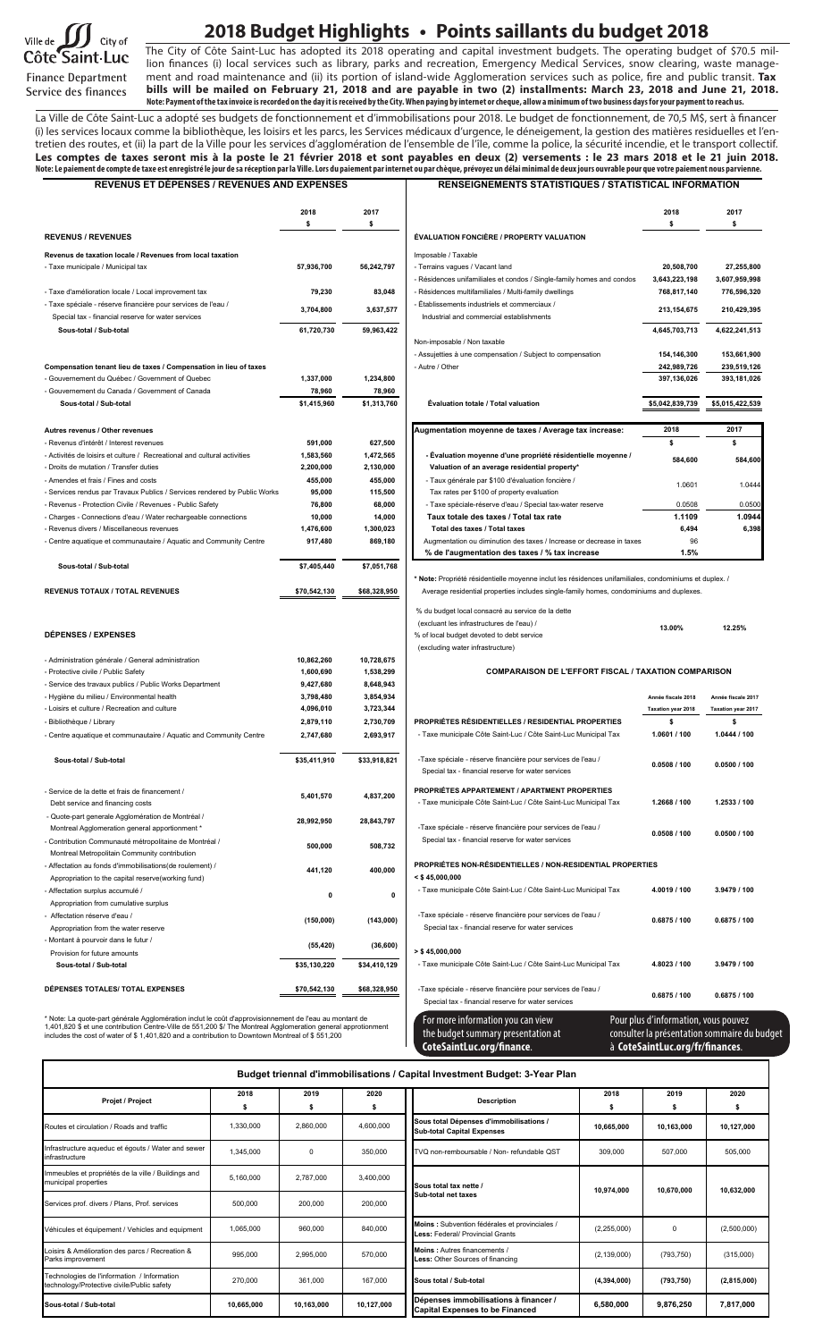Ville de Côte Saint-Luc / City of Côte Saint-Luc
Finance Department / Service des finances

# 2018 Budget Highlights • Points saillants du budget 2018

The City of Côte Saint-Luc has adopted its 2018 operating and capital investment budgets. The operating budget of $70.5 million finances (i) local services such as library, parks and recreation, Emergency Medical Services, snow clearing, waste management and road maintenance and (ii) its portion of island-wide Agglomeration services such as police, fire and public transit. **Tax bills will be mailed on February 21, 2018 and are payable in two (2) installments: March 23, 2018 and June 21, 2018.**
**Note: Payment of the tax invoice is recorded on the day it is received by the City. When paying by internet or cheque, allow a minimum of two business days for your payment to reach us.**

La Ville de Côte Saint-Luc a adopté ses budgets de fonctionnement et d'immobilisations pour 2018. Le budget de fonctionnement, de 70,5 M$, sert à financer (i) les services locaux comme la bibliothèque, les loisirs et les parcs, les Services médicaux d'urgence, le déneigement, la gestion des matières résiduelles et l'entretien des routes, et (ii) la part de la Ville pour les services d'agglomération de l'ensemble de l'île, comme la police, la sécurité incendie, et le transport collectif. **Les comptes de taxes seront mis à la poste le 21 février 2018 et sont payables en deux (2) versements : le 23 mars 2018 et le 21 juin 2018.**
**Note: Le paiement de compte de taxe est enregistré le jour de sa réception par la Ville. Lors du paiement par internet ou par chèque, prévoyez un délai minimal de deux jours ouvrable pour que votre paiement nous parvienne.**

## REVENUS ET DÉPENSES / REVENUES AND EXPENSES

| | 2018 $ | 2017 $ |
|---|---|---|
| **REVENUS / REVENUES** | | |
| **Revenus de taxation locale / Revenues from local taxation** | | |
| - Taxe municipale / Municipal tax | 57,936,700 | 56,242,797 |
| - Taxe d'amélioration locale / Local improvement tax | 79,230 | 83,048 |
| - Taxe spéciale - réserve financière pour services de l'eau / Special tax - financial reserve for water services | 3,704,800 | 3,637,577 |
| **Sous-total / Sub-total** | 61,720,730 | 59,963,422 |
| **Compensation tenant lieu de taxes / Compensation in lieu of taxes** | | |
| - Gouvernement du Québec / Government of Quebec | 1,337,000 | 1,234,800 |
| - Gouvernement du Canada / Government of Canada | 78,960 | 78,960 |
| **Sous-total / Sub-total** | $1,415,960 | $1,313,760 |
| **Autres revenus / Other revenues** | | |
| - Revenus d'intérêt / Interest revenues | 591,000 | 627,500 |
| - Activités de loisirs et culture / Recreational and cultural activities | 1,583,560 | 1,472,565 |
| - Droits de mutation / Transfer duties | 2,200,000 | 2,130,000 |
| - Amendes et frais / Fines and costs | 455,000 | 455,000 |
| - Services rendus par Travaux Publics / Services rendered by Public Works | 95,000 | 115,500 |
| - Revenus - Protection Civile / Revenues - Public Safety | 76,800 | 68,000 |
| - Charges - Connections d'eau / Water rechargeable connections | 10,000 | 14,000 |
| - Revenus divers / Miscellaneous revenues | 1,476,600 | 1,300,023 |
| - Centre aquatique et communautaire / Aquatic and Community Centre | 917,480 | 869,180 |
| **Sous-total / Sub-total** | $7,405,440 | $7,051,768 |
| **REVENUS TOTAUX / TOTAL REVENUES** | $70,542,130 | $68,328,950 |
| **DÉPENSES / EXPENSES** | | |
| - Administration générale / General administration | 10,862,260 | 10,728,675 |
| - Protective civile / Public Safety | 1,600,690 | 1,538,299 |
| - Service des travaux publics / Public Works Department | 9,427,680 | 8,648,943 |
| - Hygiène du milieu / Environmental health | 3,798,480 | 3,854,934 |
| - Loisirs et culture / Recreation and culture | 4,096,010 | 3,723,344 |
| - Bibliothèque / Library | 2,879,110 | 2,730,709 |
| - Centre aquatique et communautaire / Aquatic and Community Centre | 2,747,680 | 2,693,917 |
| **Sous-total / Sub-total** | $35,411,910 | $33,918,821 |
| - Service de la dette et frais de financement / Debt service and financing costs | 5,401,570 | 4,837,200 |
| - Quote-part générale Agglomération de Montréal / Montreal Agglomeration general apportionment * | 28,992,950 | 28,843,797 |
| - Contribution Communauté métropolitaine de Montréal / Montreal Metropolitain Community contribution | 500,000 | 508,732 |
| - Affectation au fonds d'immobilisations(de roulement) / Appropriation to the capital reserve(working fund) | 441,120 | 400,000 |
| - Affectation surplus accumulé / Appropriation from cumulative surplus | 0 | 0 |
| - Affectation réserve d'eau / Appropriation from the water reserve | (150,000) | (143,000) |
| - Montant à pourvoir dans le futur / Provision for future amounts | (55,420) | (36,600) |
| **Sous-total / Sub-total** | $35,130,220 | $34,410,129 |
| **DÉPENSES TOTALES/ TOTAL EXPENSES** | $70,542,130 | $68,328,950 |

\* Note: La quote-part générale Agglomération inclut le coût d'approvisionnement de l'eau au montant de 1,401,820 $ et une contribution Centre-Ville de 551,200 $/ The Montreal Agglomeration general apportionment includes the cost of water of $ 1,401,820 and a contribution to Downtown Montreal of $ 551,200

## RENSEIGNEMENTS STATISTIQUES / STATISTICAL INFORMATION

| | 2018 $ | 2017 $ |
|---|---|---|
| **ÉVALUATION FONCIÈRE / PROPERTY VALUATION** | | |
| Imposable / Taxable | | |
| - Terrains vagues / Vacant land | 20,508,700 | 27,255,800 |
| - Résidences unifamiliales et condos / Single-family homes and condos | 3,643,223,198 | 3,607,959,998 |
| - Résidences multifamiliales / Multi-family dwellings | 768,817,140 | 776,596,320 |
| - Établissements industriels et commerciaux / Industrial and commercial establishments | 213,154,675 | 210,429,395 |
| | 4,645,703,713 | 4,622,241,513 |
| Non-imposable / Non taxable | | |
| - Assujetties à une compensation / Subject to compensation | 154,146,300 | 153,661,900 |
| - Autre / Other | 242,989,726 | 239,519,126 |
| | 397,136,026 | 393,181,026 |
| **Évaluation totale / Total valuation** | $5,042,839,739 | $5,015,422,539 |

| Augmentation moyenne de taxes / Average tax increase: | 2018 $ | 2017 $ |
|---|---|---|
| **- Évaluation moyenne d'une propriété résidentielle moyenne / Valuation of an average residential property*** | 584,600 | 584,600 |
| - Taux général par $100 d'évaluation foncière / Tax rates per $100 of property evaluation | 1.0601 | 1.0444 |
| - Taxe spéciale-réserve d'eau / Special tax-water reserve | 0.0508 | 0.0500 |
| **Taux totale des taxes / Total tax rate** | 1.1109 | 1.0944 |
| **Total des taxes / Total taxes** | 6,494 | 6,398 |
| Augmentation ou diminution des taxes / Increase or decrease in taxes | 96 | |
| **% de l'augmentation des taxes / % tax increase** | 1.5% | |

\* **Note:** Propriété résidentielle moyenne inclut les résidences unifamiliales, condominiums et duplex. / Average residential properties includes single-family homes, condominiums and duplexes.

| | 2018 | 2017 |
|---|---|---|
| % du budget local consacré au service de la dette (excluant les infrastructures de l'eau) / % of local budget devoted to debt service (excluding water infrastructure) | 13.00% | 12.25% |

### COMPARAISON DE L'EFFORT FISCAL / TAXATION COMPARISON

| | Année fiscale 2018 / Taxation year 2018 $ | Année fiscale 2017 / Taxation year 2017 $ |
|---|---|---|
| **PROPRIÉTÉS RÉSIDENTIELLES / RESIDENTIAL PROPERTIES** | | |
| - Taxe municipale Côte Saint-Luc / Côte Saint-Luc Municipal Tax | 1.0601 / 100 | 1.0444 / 100 |
| -Taxe spéciale - réserve financière pour services de l'eau / Special tax - financial reserve for water services | 0.0508 / 100 | 0.0500 / 100 |
| **PROPRIÉTÉS APPARTEMENT / APARTMENT PROPERTIES** | | |
| - Taxe municipale Côte Saint-Luc / Côte Saint-Luc Municipal Tax | 1.2668 / 100 | 1.2533 / 100 |
| -Taxe spéciale - réserve financière pour services de l'eau / Special tax - financial reserve for water services | 0.0508 / 100 | 0.0500 / 100 |
| **PROPRIÉTÉS NON-RÉSIDENTIELLES / NON-RESIDENTIAL PROPERTIES** | | |
| **< $ 45,000,000** | | |
| - Taxe municipale Côte Saint-Luc / Côte Saint-Luc Municipal Tax | 4.0019 / 100 | 3.9479 / 100 |
| -Taxe spéciale - réserve financière pour services de l'eau / Special tax - financial reserve for water services | 0.6875 / 100 | 0.6875 / 100 |
| **> $ 45,000,000** | | |
| - Taxe municipale Côte Saint-Luc / Côte Saint-Luc Municipal Tax | 4.8023 / 100 | 3.9479 / 100 |
| -Taxe spéciale - réserve financière pour services de l'eau / Special tax - financial reserve for water services | 0.6875 / 100 | 0.6875 / 100 |

For more information you can view the budget summary presentation at **CoteSaintLuc.org/finance**.

Pour plus d'information, vous pouvez consulter la présentation sommaire du budget à **CoteSaintLuc.org/fr/finances**.

## Budget triennal d'immobilisations / Capital Investment Budget: 3-Year Plan

| Projet / Project | 2018 $ | 2019 $ | 2020 $ |
|---|---|---|---|
| Routes et circulation / Roads and traffic | 1,330,000 | 2,860,000 | 4,600,000 |
| Infrastructure aqueduc et égouts / Water and sewer infrastructure | 1,345,000 | 0 | 350,000 |
| Immeubles et propriétés de la ville / Buildings and municipal properties | 5,160,000 | 2,787,000 | 3,400,000 |
| Services prof. divers / Plans, Prof. services | 500,000 | 200,000 | 200,000 |
| Véhicules et équipement / Vehicles and equipment | 1,065,000 | 960,000 | 840,000 |
| Loisirs & Amélioration des parcs / Recreation & Parks improvement | 995,000 | 2,995,000 | 570,000 |
| Technologies de l'information / Information technology/Protective civile/Public safety | 270,000 | 361,000 | 167,000 |
| **Sous-total / Sub-total** | **10,665,000** | **10,163,000** | **10,127,000** |

| Description | 2018 $ | 2019 $ | 2020 $ |
|---|---|---|---|
| **Sous total Dépenses d'immobilisations / Sub-total Capital Expenses** | **10,665,000** | **10,163,000** | **10,127,000** |
| TVQ non-remboursable / Non- refundable QST | 309,000 | 507,000 | 505,000 |
| **Sous total tax nette / Sub-total net taxes** | **10,974,000** | **10,670,000** | **10,632,000** |
| **Moins :** Subvention fédérales et provinciales / **Less:** Federal/ Provincial Grants | (2,255,000) | 0 | (2,500,000) |
| **Moins :** Autres financements / **Less:** Other Sources of financing | (2,139,000) | (793,750) | (315,000) |
| **Sous total / Sub-total** | **(4,394,000)** | **(793,750)** | **(2,815,000)** |
| **Dépenses immobilisations à financer / Capital Expenses to be Financed** | **6,580,000** | **9,876,250** | **7,817,000** |